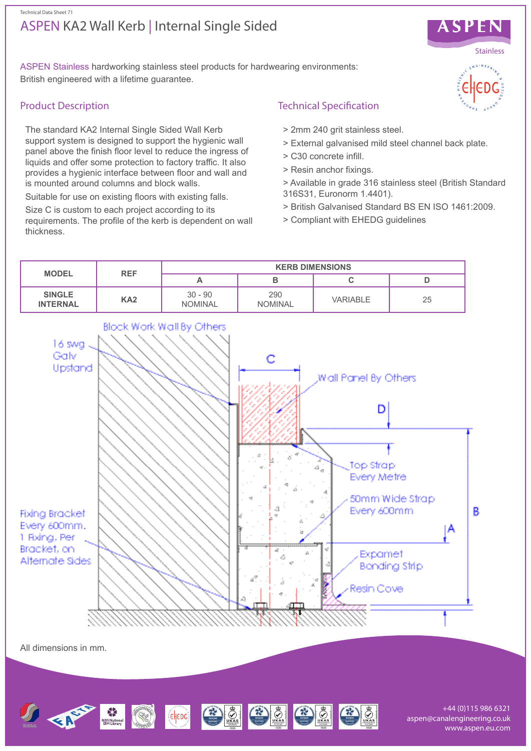Technical Data Sheet 71

# ASPEN KA2 Wall Kerb | Internal Single Sided

ASPEN Stainless hardworking stainless steel products for hardwearing environments: British engineered with a lifetime guarantee.

## Product Description

The standard KA2 Internal Single Sided Wall Kerb support system is designed to support the hygienic wall panel above the finish floor level to reduce the ingress of liquids and offer some protection to factory traffic. It also provides a hygienic interface between floor and wall and is mounted around columns and block walls.

Suitable for use on existing floors with existing falls.

Size C is custom to each project according to its requirements. The profile of the kerb is dependent on wall thickness.

## Technical Specification

> 2mm 240 grit stainless steel.
> External galvanised mild steel channel back plate.
> C30 concrete infill.
> Resin anchor fixings.
> Available in grade 316 stainless steel (British Standard 316S31, Euronorm 1.4401).
> British Galvanised Standard BS EN ISO 1461:2009.
> Compliant with EHEDG guidelines

| MODEL | REF | KERB DIMENSIONS | | | |
|---|---|---|---|---|---|
| | | A | B | C | D |
| SINGLE INTERNAL | KA2 | 30 - 90 NOMINAL | 290 NOMINAL | VARIABLE | 25 |

Block Work Wall By Others

16 swg Galv Upstand

Wall Panel By Others

Top Strap Every Metre

50mm Wide Strap Every 600mm

Fixing Bracket Every 600mm. 1 Fixing. Per Bracket, on Alternate Sides

Expamet Bonding Strip

Resin Cove

All dimensions in mm.

+44 (0)115 986 6321
aspen@canalengineering.co.uk
www.aspen.eu.com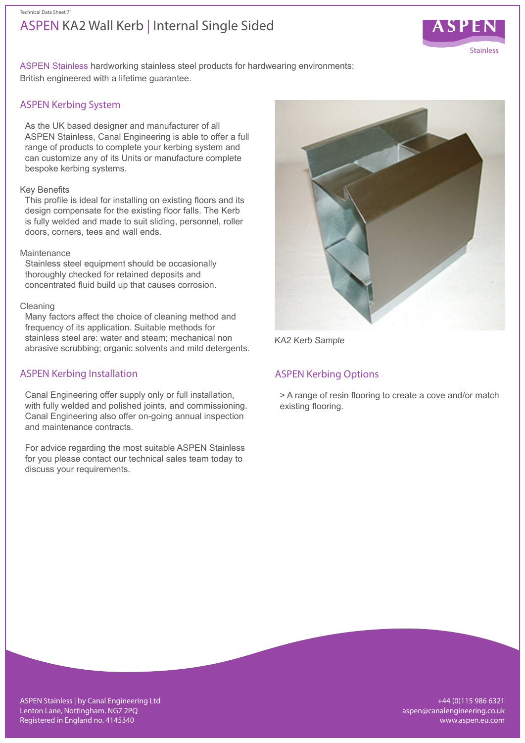Technical Data Sheet 71

# ASPEN KA2 Wall Kerb | Internal Single Sided

ASPEN Stainless hardworking stainless steel products for hardwearing environments: British engineered with a lifetime guarantee.

## ASPEN Kerbing System

As the UK based designer and manufacturer of all ASPEN Stainless, Canal Engineering is able to offer a full range of products to complete your kerbing system and can customize any of its Units or manufacture complete bespoke kerbing systems.

### Key Benefits

This profile is ideal for installing on existing floors and its design compensate for the existing floor falls. The Kerb is fully welded and made to suit sliding, personnel, roller doors, corners, tees and wall ends.

### Maintenance

Stainless steel equipment should be occasionally thoroughly checked for retained deposits and concentrated fluid build up that causes corrosion.

### Cleaning

Many factors affect the choice of cleaning method and frequency of its application. Suitable methods for stainless steel are: water and steam; mechanical non abrasive scrubbing; organic solvents and mild detergents.

*KA2 Kerb Sample*

## ASPEN Kerbing Installation

Canal Engineering offer supply only or full installation, with fully welded and polished joints, and commissioning. Canal Engineering also offer on-going annual inspection and maintenance contracts.

For advice regarding the most suitable ASPEN Stainless for you please contact our technical sales team today to discuss your requirements.

## ASPEN Kerbing Options

> A range of resin flooring to create a cove and/or match existing flooring.

ASPEN Stainless | by Canal Engineering Ltd
Lenton Lane, Nottingham. NG7 2PQ
Registered in England no. 4145340

+44 (0)115 986 6321
aspen@canalengineering.co.uk
www.aspen.eu.com